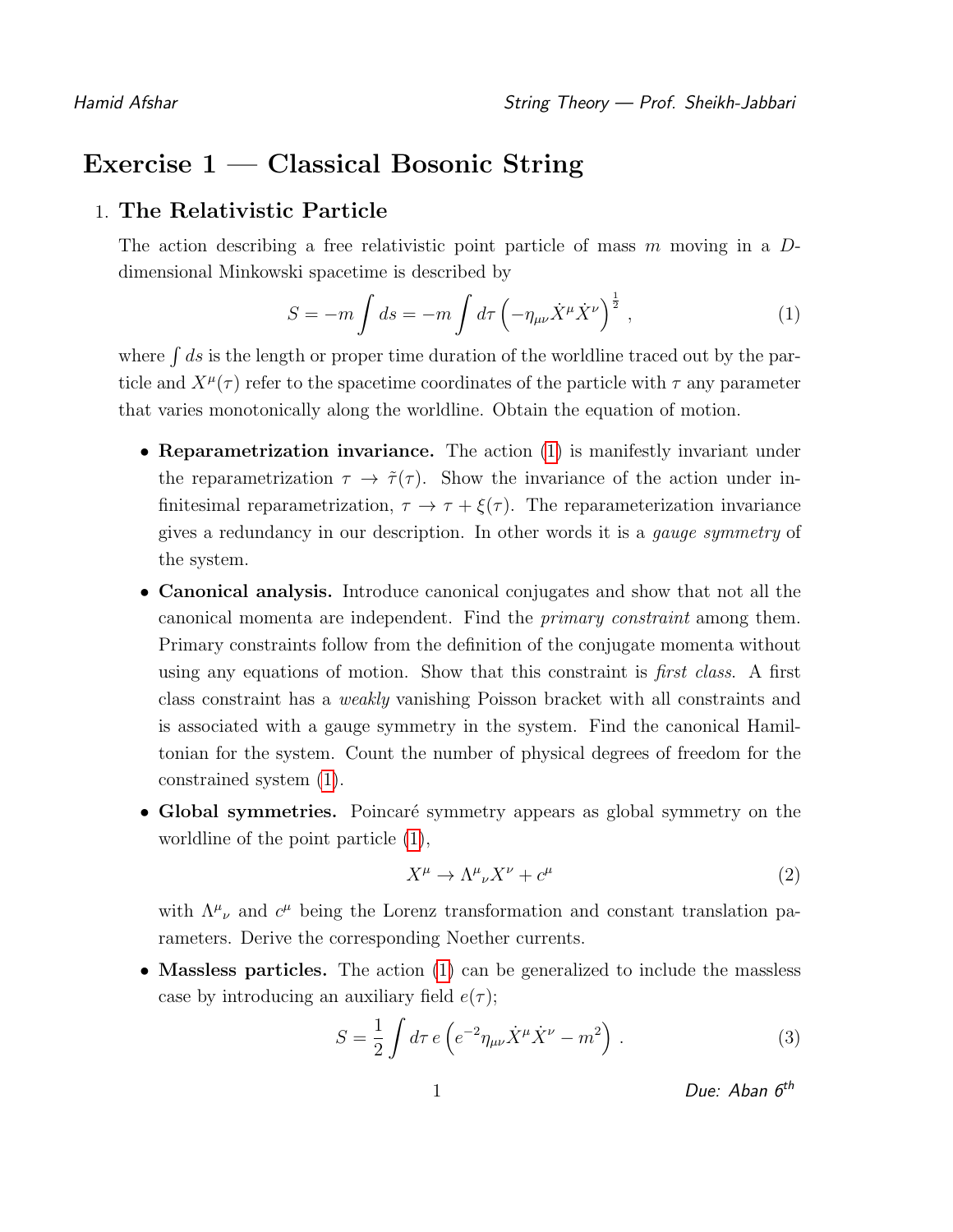# Exercise 1 — Classical Bosonic String

1. **The Relativistic Particle**

   The action describing a free relativistic point particle of mass $m$ moving in a $D$-dimensional Minkowski spacetime is described by

   $$S = -m \int ds = -m \int d\tau \left( -\eta_{\mu\nu} \dot{X}^\mu \dot{X}^\nu \right)^{\frac{1}{2}} , \tag{1}$$

   where $\int ds$ is the length or proper time duration of the worldline traced out by the particle and $X^\mu(\tau)$ refer to the spacetime coordinates of the particle with $\tau$ any parameter that varies monotonically along the worldline. Obtain the equation of motion.

   - **Reparametrization invariance.** The action (1) is manifestly invariant under the reparametrization $\tau \to \tilde{\tau}(\tau)$. Show the invariance of the action under infinitesimal reparametrization, $\tau \to \tau + \xi(\tau)$. The reparameterization invariance gives a redundancy in our description. In other words it is a *gauge symmetry* of the system.

   - **Canonical analysis.** Introduce canonical conjugates and show that not all the canonical momenta are independent. Find the *primary constraint* among them. Primary constraints follow from the definition of the conjugate momenta without using any equations of motion. Show that this constraint is *first class*. A first class constraint has a *weakly* vanishing Poisson bracket with all constraints and is associated with a gauge symmetry in the system. Find the canonical Hamiltonian for the system. Count the number of physical degrees of freedom for the constrained system (1).

   - **Global symmetries.** Poincaré symmetry appears as global symmetry on the worldline of the point particle (1),

   $$X^\mu \to \Lambda^\mu{}_\nu X^\nu + c^\mu \tag{2}$$

   with $\Lambda^\mu{}_\nu$ and $c^\mu$ being the Lorenz transformation and constant translation parameters. Derive the corresponding Noether currents.

   - **Massless particles.** The action (1) can be generalized to include the massless case by introducing an auxiliary field $e(\tau)$;

   $$S = \frac{1}{2} \int d\tau \, e \left( e^{-2} \eta_{\mu\nu} \dot{X}^\mu \dot{X}^\nu - m^2 \right) . \tag{3}$$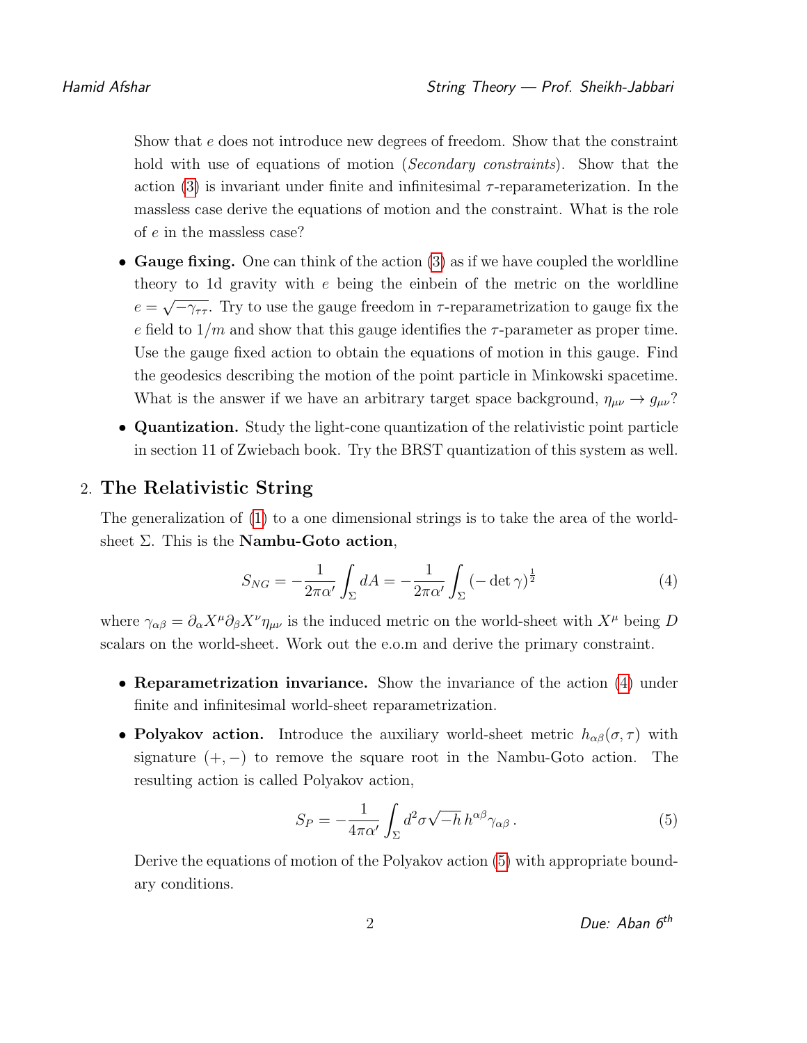Show that $e$ does not introduce new degrees of freedom. Show that the constraint hold with use of equations of motion (*Secondary constraints*). Show that the action (3) is invariant under finite and infinitesimal $\tau$-reparameterization. In the massless case derive the equations of motion and the constraint. What is the role of $e$ in the massless case?

- **Gauge fixing.** One can think of the action (3) as if we have coupled the worldline theory to 1d gravity with $e$ being the einbein of the metric on the worldline $e = \sqrt{-\gamma_{\tau\tau}}$. Try to use the gauge freedom in $\tau$-reparametrization to gauge fix the $e$ field to $1/m$ and show that this gauge identifies the $\tau$-parameter as proper time. Use the gauge fixed action to obtain the equations of motion in this gauge. Find the geodesics describing the motion of the point particle in Minkowski spacetime. What is the answer if we have an arbitrary target space background, $\eta_{\mu\nu} \to g_{\mu\nu}$?

- **Quantization.** Study the light-cone quantization of the relativistic point particle in section 11 of Zwiebach book. Try the BRST quantization of this system as well.

## 2. The Relativistic String

The generalization of (1) to a one dimensional strings is to take the area of the world-sheet $\Sigma$. This is the **Nambu-Goto action**,

$$S_{NG} = -\frac{1}{2\pi\alpha'}\int_\Sigma dA = -\frac{1}{2\pi\alpha'}\int_\Sigma (-\det\gamma)^{\frac{1}{2}} \tag{4}$$

where $\gamma_{\alpha\beta} = \partial_\alpha X^\mu \partial_\beta X^\nu \eta_{\mu\nu}$ is the induced metric on the world-sheet with $X^\mu$ being $D$ scalars on the world-sheet. Work out the e.o.m and derive the primary constraint.

- **Reparametrization invariance.** Show the invariance of the action (4) under finite and infinitesimal world-sheet reparametrization.

- **Polyakov action.** Introduce the auxiliary world-sheet metric $h_{\alpha\beta}(\sigma,\tau)$ with signature $(+,-)$ to remove the square root in the Nambu-Goto action. The resulting action is called Polyakov action,

$$S_P = -\frac{1}{4\pi\alpha'}\int_\Sigma d^2\sigma \sqrt{-h}\, h^{\alpha\beta}\gamma_{\alpha\beta}\,. \tag{5}$$

Derive the equations of motion of the Polyakov action (5) with appropriate boundary conditions.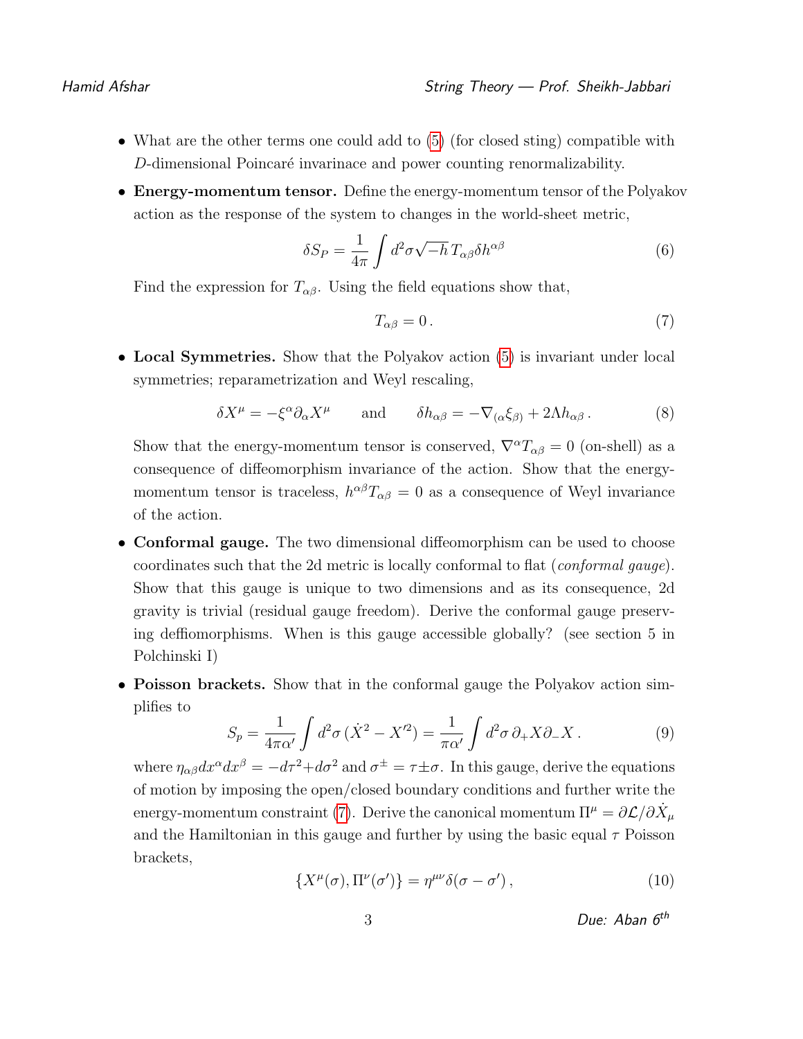- What are the other terms one could add to (5) (for closed sting) compatible with $D$-dimensional Poincaré invarinace and power counting renormalizability.

- **Energy-momentum tensor.** Define the energy-momentum tensor of the Polyakov action as the response of the system to changes in the world-sheet metric,

$$\delta S_P = \frac{1}{4\pi}\int d^2\sigma \sqrt{-h}\, T_{\alpha\beta}\delta h^{\alpha\beta} \tag{6}$$

Find the expression for $T_{\alpha\beta}$. Using the field equations show that,

$$T_{\alpha\beta} = 0\,. \tag{7}$$

- **Local Symmetries.** Show that the Polyakov action (5) is invariant under local symmetries; reparametrization and Weyl rescaling,

$$\delta X^\mu = -\xi^\alpha \partial_\alpha X^\mu \qquad \text{and} \qquad \delta h_{\alpha\beta} = -\nabla_{(\alpha}\xi_{\beta)} + 2\Lambda h_{\alpha\beta}\,. \tag{8}$$

Show that the energy-momentum tensor is conserved, $\nabla^\alpha T_{\alpha\beta} = 0$ (on-shell) as a consequence of diffeomorphism invariance of the action. Show that the energy-momentum tensor is traceless, $h^{\alpha\beta}T_{\alpha\beta} = 0$ as a consequence of Weyl invariance of the action.

- **Conformal gauge.** The two dimensional diffeomorphism can be used to choose coordinates such that the 2d metric is locally conformal to flat (*conformal gauge*). Show that this gauge is unique to two dimensions and as its consequence, 2d gravity is trivial (residual gauge freedom). Derive the conformal gauge preserving deffiomorphisms. When is this gauge accessible globally? (see section 5 in Polchinski I)

- **Poisson brackets.** Show that in the conformal gauge the Polyakov action simplifies to

$$S_p = \frac{1}{4\pi\alpha'}\int d^2\sigma\,(\dot{X}^2 - X'^2) = \frac{1}{\pi\alpha'}\int d^2\sigma\, \partial_+ X \partial_- X\,. \tag{9}$$

where $\eta_{\alpha\beta}dx^\alpha dx^\beta = -d\tau^2 + d\sigma^2$ and $\sigma^\pm = \tau \pm \sigma$. In this gauge, derive the equations of motion by imposing the open/closed boundary conditions and further write the energy-momentum constraint (7). Derive the canonical momentum $\Pi^\mu = \partial\mathcal{L}/\partial\dot{X}_\mu$ and the Hamiltonian in this gauge and further by using the basic equal $\tau$ Poisson brackets,

$$\{X^\mu(\sigma), \Pi^\nu(\sigma')\} = \eta^{\mu\nu}\delta(\sigma - \sigma')\,, \tag{10}$$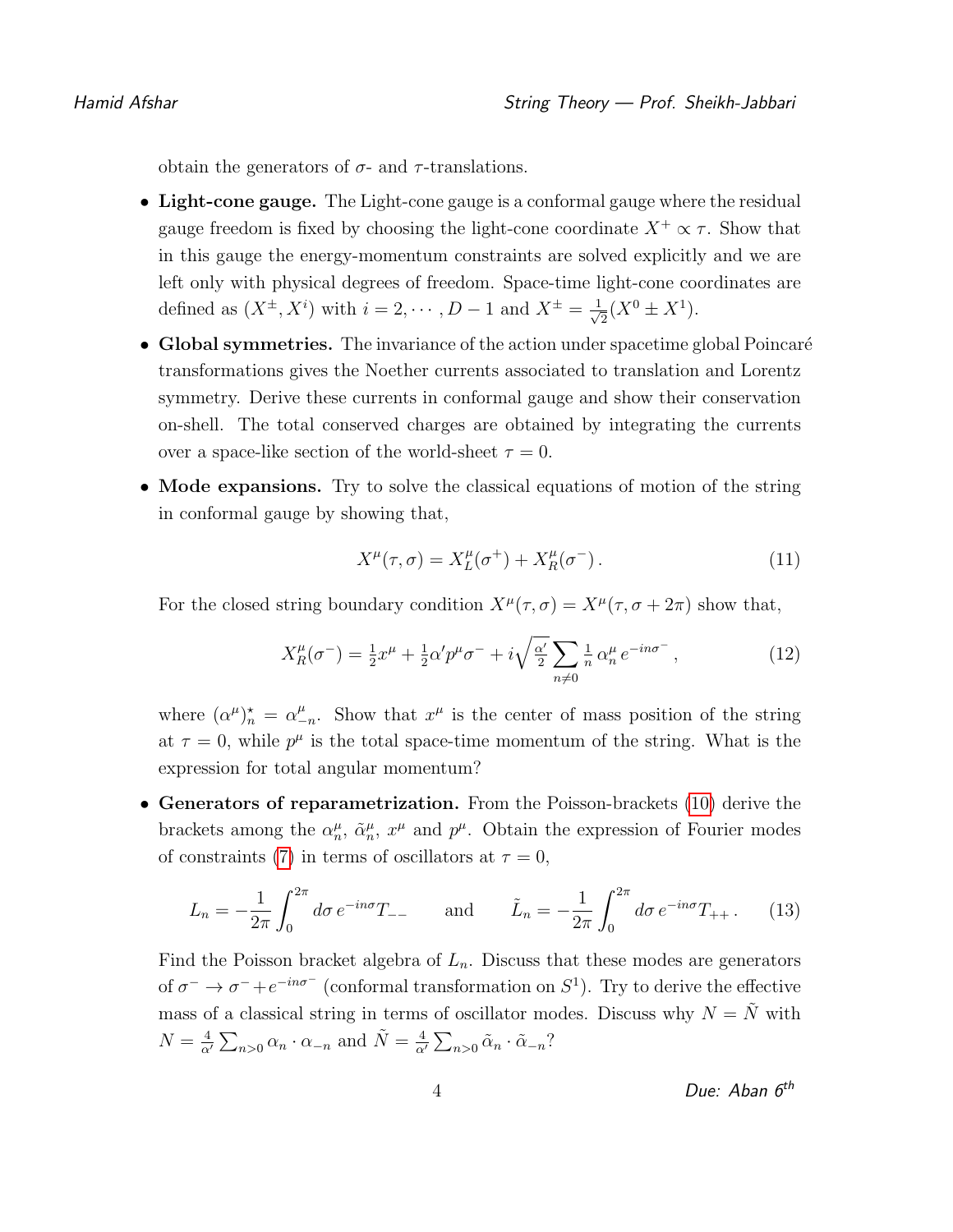obtain the generators of $\sigma$- and $\tau$-translations.

- **Light-cone gauge.** The Light-cone gauge is a conformal gauge where the residual gauge freedom is fixed by choosing the light-cone coordinate $X^+ \propto \tau$. Show that in this gauge the energy-momentum constraints are solved explicitly and we are left only with physical degrees of freedom. Space-time light-cone coordinates are defined as $(X^\pm, X^i)$ with $i = 2, \cdots, D-1$ and $X^\pm = \frac{1}{\sqrt{2}}(X^0 \pm X^1)$.

- **Global symmetries.** The invariance of the action under spacetime global Poincaré transformations gives the Noether currents associated to translation and Lorentz symmetry. Derive these currents in conformal gauge and show their conservation on-shell. The total conserved charges are obtained by integrating the currents over a space-like section of the world-sheet $\tau = 0$.

- **Mode expansions.** Try to solve the classical equations of motion of the string in conformal gauge by showing that,

$$X^\mu(\tau, \sigma) = X^\mu_L(\sigma^+) + X^\mu_R(\sigma^-)\,. \tag{11}$$

For the closed string boundary condition $X^\mu(\tau, \sigma) = X^\mu(\tau, \sigma + 2\pi)$ show that,

$$X^\mu_R(\sigma^-) = \tfrac{1}{2}x^\mu + \tfrac{1}{2}\alpha' p^\mu \sigma^- + i\sqrt{\tfrac{\alpha'}{2}}\sum_{n\neq 0} \tfrac{1}{n}\,\alpha^\mu_n\, e^{-in\sigma^-}\,, \tag{12}$$

where $(\alpha^\mu)^\star_n = \alpha^\mu_{-n}$. Show that $x^\mu$ is the center of mass position of the string at $\tau = 0$, while $p^\mu$ is the total space-time momentum of the string. What is the expression for total angular momentum?

- **Generators of reparametrization.** From the Poisson-brackets (10) derive the brackets among the $\alpha^\mu_n$, $\tilde{\alpha}^\mu_n$, $x^\mu$ and $p^\mu$. Obtain the expression of Fourier modes of constraints (7) in terms of oscillators at $\tau = 0$,

$$L_n = -\frac{1}{2\pi}\int_0^{2\pi} d\sigma\, e^{-in\sigma} T_{--} \qquad \text{and} \qquad \tilde{L}_n = -\frac{1}{2\pi}\int_0^{2\pi} d\sigma\, e^{-in\sigma} T_{++}\,. \tag{13}$$

Find the Poisson bracket algebra of $L_n$. Discuss that these modes are generators of $\sigma^- \to \sigma^- + e^{-in\sigma^-}$ (conformal transformation on $S^1$). Try to derive the effective mass of a classical string in terms of oscillator modes. Discuss why $N = \tilde{N}$ with $N = \frac{4}{\alpha'}\sum_{n>0}\alpha_n \cdot \alpha_{-n}$ and $\tilde{N} = \frac{4}{\alpha'}\sum_{n>0}\tilde{\alpha}_n \cdot \tilde{\alpha}_{-n}$?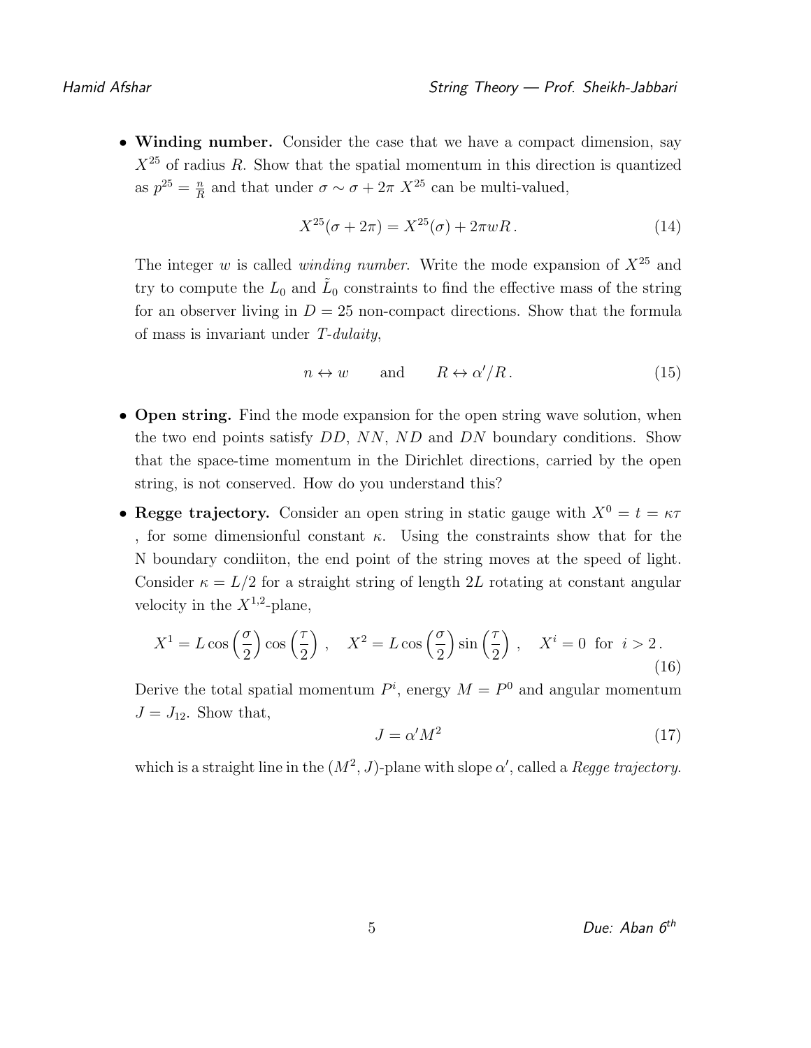- **Winding number.** Consider the case that we have a compact dimension, say $X^{25}$ of radius $R$. Show that the spatial momentum in this direction is quantized as $p^{25} = \frac{n}{R}$ and that under $\sigma \sim \sigma + 2\pi$ $X^{25}$ can be multi-valued,

$$X^{25}(\sigma + 2\pi) = X^{25}(\sigma) + 2\pi w R\,. \tag{14}$$

The integer $w$ is called *winding number*. Write the mode expansion of $X^{25}$ and try to compute the $L_0$ and $\tilde{L}_0$ constraints to find the effective mass of the string for an observer living in $D = 25$ non-compact directions. Show that the formula of mass is invariant under *T-dulaity*,

$$n \leftrightarrow w \qquad \text{and} \qquad R \leftrightarrow \alpha'/R\,. \tag{15}$$

- **Open string.** Find the mode expansion for the open string wave solution, when the two end points satisfy $DD$, $NN$, $ND$ and $DN$ boundary conditions. Show that the space-time momentum in the Dirichlet directions, carried by the open string, is not conserved. How do you understand this?

- **Regge trajectory.** Consider an open string in static gauge with $X^0 = t = \kappa\tau$ , for some dimensionful constant $\kappa$. Using the constraints show that for the N boundary condiiton, the end point of the string moves at the speed of light. Consider $\kappa = L/2$ for a straight string of length $2L$ rotating at constant angular velocity in the $X^{1,2}$-plane,

$$X^1 = L\cos\left(\frac{\sigma}{2}\right)\cos\left(\frac{\tau}{2}\right)\,, \quad X^2 = L\cos\left(\frac{\sigma}{2}\right)\sin\left(\frac{\tau}{2}\right)\,, \quad X^i = 0 \ \text{ for } \ i > 2\,. \tag{16}$$

Derive the total spatial momentum $P^i$, energy $M = P^0$ and angular momentum $J = J_{12}$. Show that,

$$J = \alpha' M^2 \tag{17}$$

which is a straight line in the $(M^2, J)$-plane with slope $\alpha'$, called a *Regge trajectory*.